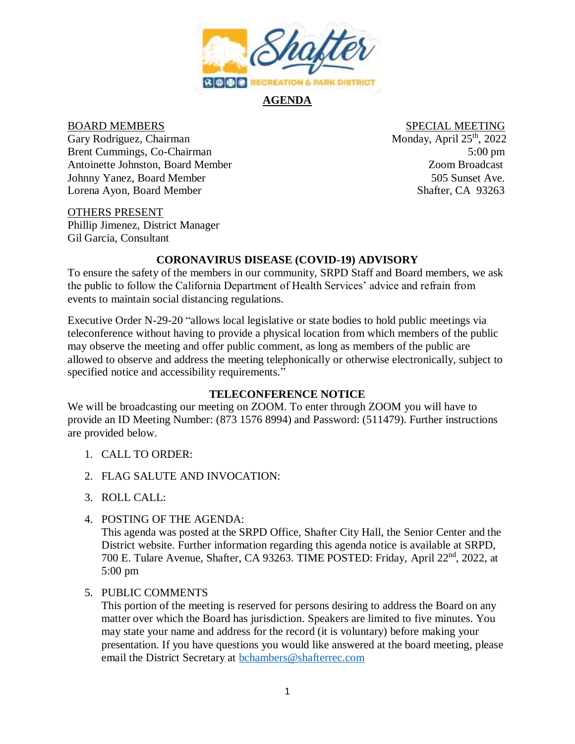# AGENDA

BOARD MEMBERS
Gary Rodriguez, Chairman
Brent Cummings, Co-Chairman
Antoinette Johnston, Board Member
Johnny Yanez, Board Member
Lorena Ayon, Board Member

SPECIAL MEETING
Monday, April 25th, 2022
5:00 pm
Zoom Broadcast
505 Sunset Ave.
Shafter, CA 93263

OTHERS PRESENT
Phillip Jimenez, District Manager
Gil Garcia, Consultant

### CORONAVIRUS DISEASE (COVID-19) ADVISORY

To ensure the safety of the members in our community, SRPD Staff and Board members, we ask the public to follow the California Department of Health Services' advice and refrain from events to maintain social distancing regulations.

Executive Order N-29-20 "allows local legislative or state bodies to hold public meetings via teleconference without having to provide a physical location from which members of the public may observe the meeting and offer public comment, as long as members of the public are allowed to observe and address the meeting telephonically or otherwise electronically, subject to specified notice and accessibility requirements."

### TELECONFERENCE NOTICE

We will be broadcasting our meeting on ZOOM. To enter through ZOOM you will have to provide an ID Meeting Number: (873 1576 8994) and Password: (511479). Further instructions are provided below.

1. CALL TO ORDER:
2. FLAG SALUTE AND INVOCATION:
3. ROLL CALL:
4. POSTING OF THE AGENDA:
   This agenda was posted at the SRPD Office, Shafter City Hall, the Senior Center and the District website. Further information regarding this agenda notice is available at SRPD, 700 E. Tulare Avenue, Shafter, CA 93263. TIME POSTED: Friday, April 22nd, 2022, at 5:00 pm
5. PUBLIC COMMENTS
   This portion of the meeting is reserved for persons desiring to address the Board on any matter over which the Board has jurisdiction. Speakers are limited to five minutes. You may state your name and address for the record (it is voluntary) before making your presentation. If you have questions you would like answered at the board meeting, please email the District Secretary at bchambers@shafterrec.com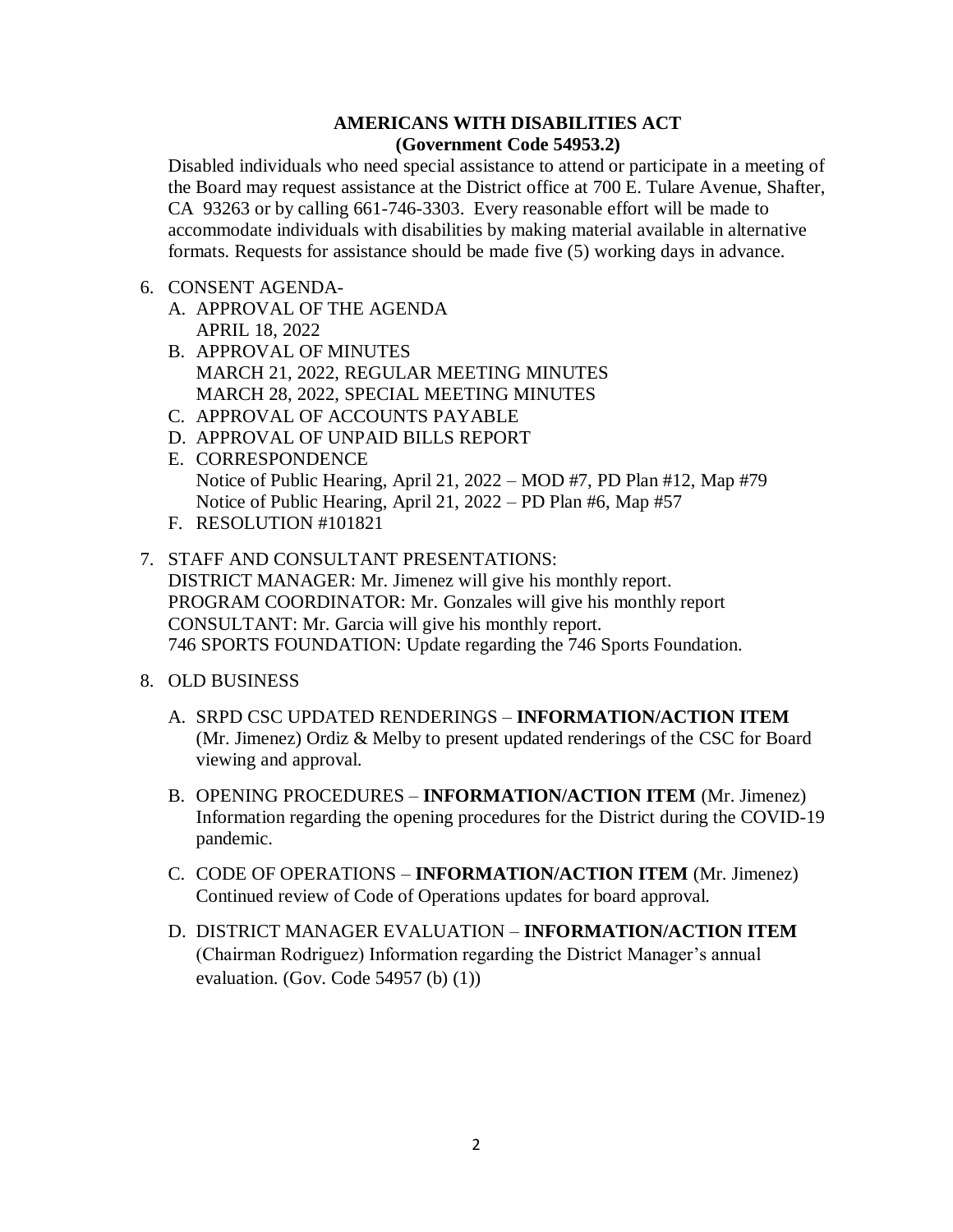**AMERICANS WITH DISABILITIES ACT**
**(Government Code 54953.2)**

Disabled individuals who need special assistance to attend or participate in a meeting of the Board may request assistance at the District office at 700 E. Tulare Avenue, Shafter, CA 93263 or by calling 661-746-3303. Every reasonable effort will be made to accommodate individuals with disabilities by making material available in alternative formats. Requests for assistance should be made five (5) working days in advance.

6. CONSENT AGENDA-
   A. APPROVAL OF THE AGENDA
      APRIL 18, 2022
   B. APPROVAL OF MINUTES
      MARCH 21, 2022, REGULAR MEETING MINUTES
      MARCH 28, 2022, SPECIAL MEETING MINUTES
   C. APPROVAL OF ACCOUNTS PAYABLE
   D. APPROVAL OF UNPAID BILLS REPORT
   E. CORRESPONDENCE
      Notice of Public Hearing, April 21, 2022 – MOD #7, PD Plan #12, Map #79
      Notice of Public Hearing, April 21, 2022 – PD Plan #6, Map #57
   F. RESOLUTION #101821

7. STAFF AND CONSULTANT PRESENTATIONS:
   DISTRICT MANAGER: Mr. Jimenez will give his monthly report.
   PROGRAM COORDINATOR: Mr. Gonzales will give his monthly report
   CONSULTANT: Mr. Garcia will give his monthly report.
   746 SPORTS FOUNDATION: Update regarding the 746 Sports Foundation.

8. OLD BUSINESS

   A. SRPD CSC UPDATED RENDERINGS – **INFORMATION/ACTION ITEM** (Mr. Jimenez) Ordiz & Melby to present updated renderings of the CSC for Board viewing and approval.

   B. OPENING PROCEDURES – **INFORMATION/ACTION ITEM** (Mr. Jimenez) Information regarding the opening procedures for the District during the COVID-19 pandemic.

   C. CODE OF OPERATIONS – **INFORMATION/ACTION ITEM** (Mr. Jimenez) Continued review of Code of Operations updates for board approval.

   D. DISTRICT MANAGER EVALUATION – **INFORMATION/ACTION ITEM** (Chairman Rodriguez) Information regarding the District Manager's annual evaluation. (Gov. Code 54957 (b) (1))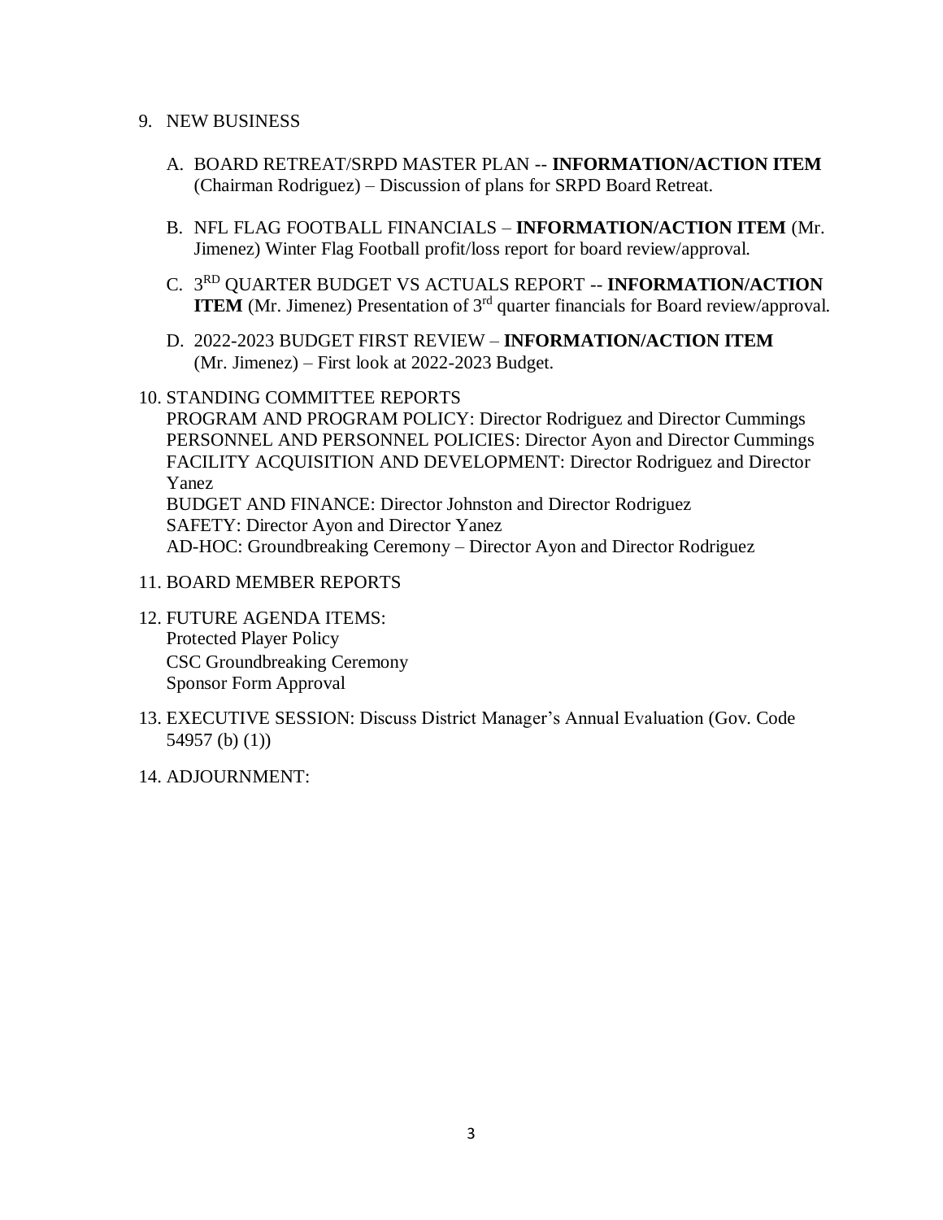9. NEW BUSINESS

   A. BOARD RETREAT/SRPD MASTER PLAN -- **INFORMATION/ACTION ITEM** (Chairman Rodriguez) – Discussion of plans for SRPD Board Retreat.

   B. NFL FLAG FOOTBALL FINANCIALS – **INFORMATION/ACTION ITEM** (Mr. Jimenez) Winter Flag Football profit/loss report for board review/approval.

   C. 3RD QUARTER BUDGET VS ACTUALS REPORT -- **INFORMATION/ACTION ITEM** (Mr. Jimenez) Presentation of 3rd quarter financials for Board review/approval.

   D. 2022-2023 BUDGET FIRST REVIEW – **INFORMATION/ACTION ITEM** (Mr. Jimenez) – First look at 2022-2023 Budget.

10. STANDING COMMITTEE REPORTS
    PROGRAM AND PROGRAM POLICY: Director Rodriguez and Director Cummings
    PERSONNEL AND PERSONNEL POLICIES: Director Ayon and Director Cummings
    FACILITY ACQUISITION AND DEVELOPMENT: Director Rodriguez and Director Yanez
    BUDGET AND FINANCE: Director Johnston and Director Rodriguez
    SAFETY: Director Ayon and Director Yanez
    AD-HOC: Groundbreaking Ceremony – Director Ayon and Director Rodriguez

11. BOARD MEMBER REPORTS

12. FUTURE AGENDA ITEMS:
    Protected Player Policy
    CSC Groundbreaking Ceremony
    Sponsor Form Approval

13. EXECUTIVE SESSION: Discuss District Manager's Annual Evaluation (Gov. Code 54957 (b) (1))

14. ADJOURNMENT: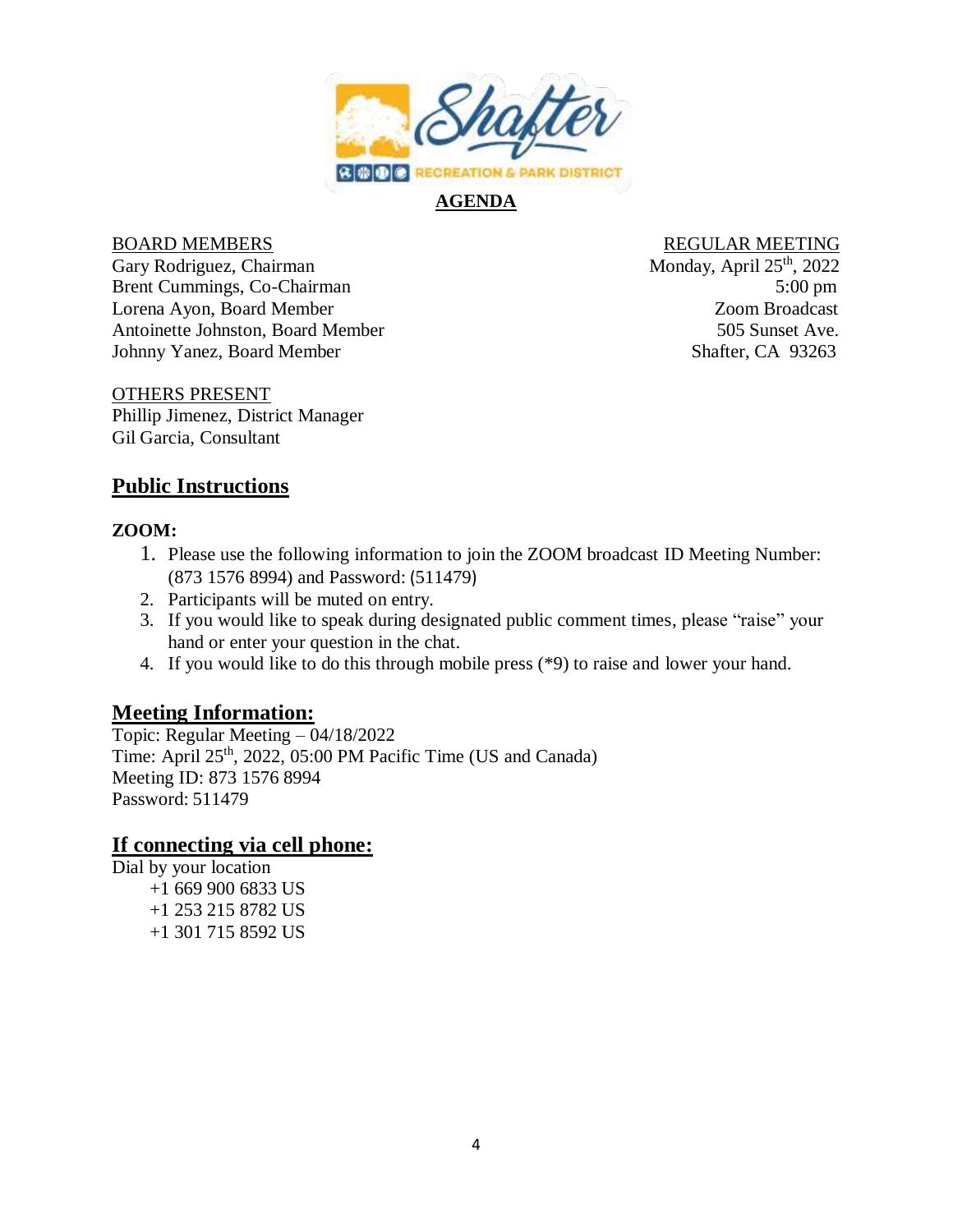**AGENDA**

BOARD MEMBERS
Gary Rodriguez, Chairman
Brent Cummings, Co-Chairman
Lorena Ayon, Board Member
Antoinette Johnston, Board Member
Johnny Yanez, Board Member

REGULAR MEETING
Monday, April 25th, 2022
5:00 pm
Zoom Broadcast
505 Sunset Ave.
Shafter, CA 93263

OTHERS PRESENT
Phillip Jimenez, District Manager
Gil Garcia, Consultant

## Public Instructions

**ZOOM:**

1. Please use the following information to join the ZOOM broadcast ID Meeting Number: (873 1576 8994) and Password: (511479)
2. Participants will be muted on entry.
3. If you would like to speak during designated public comment times, please "raise" your hand or enter your question in the chat.
4. If you would like to do this through mobile press (*9) to raise and lower your hand.

## Meeting Information:

Topic: Regular Meeting – 04/18/2022
Time: April 25th, 2022, 05:00 PM Pacific Time (US and Canada)
Meeting ID: 873 1576 8994
Password: 511479

## If connecting via cell phone:

Dial by your location
+1 669 900 6833 US
+1 253 215 8782 US
+1 301 715 8592 US